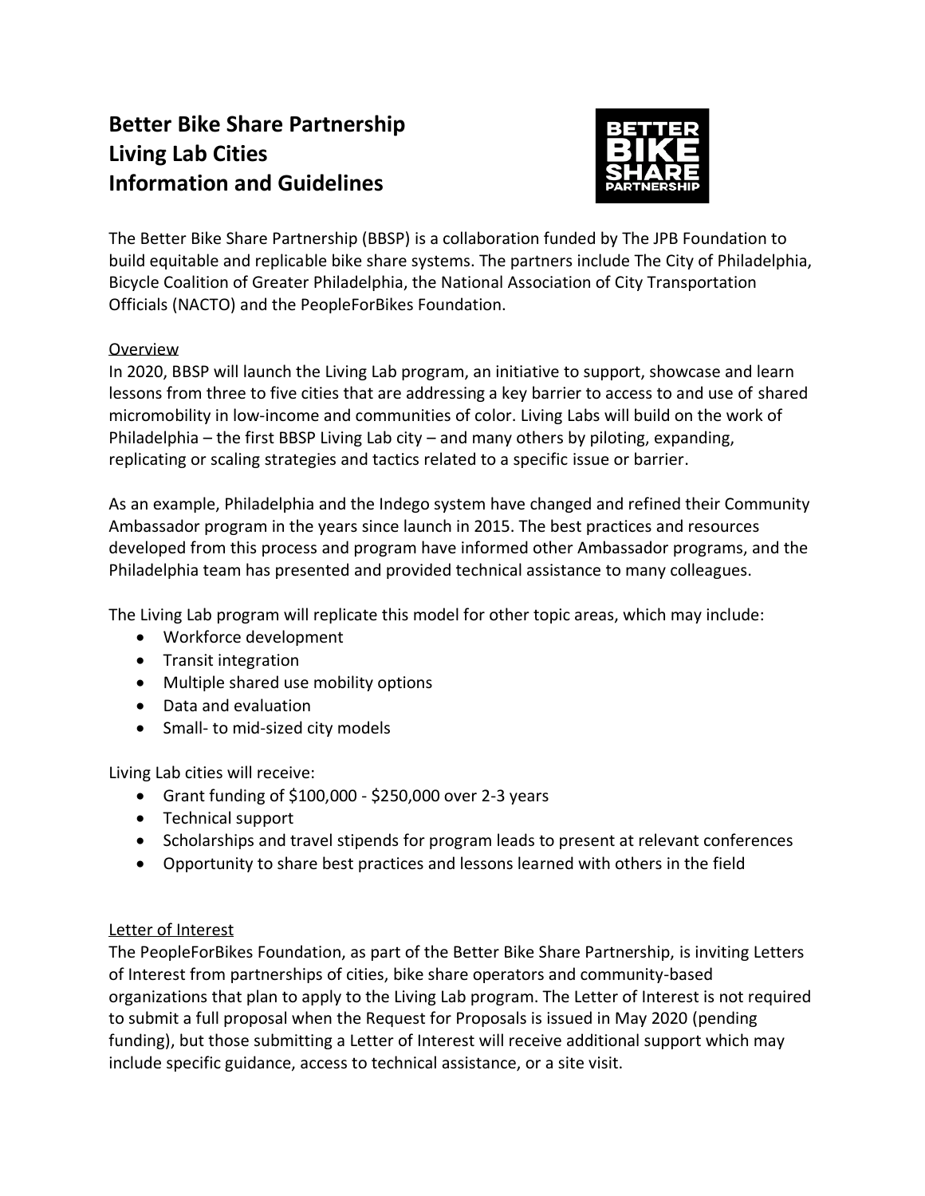# Better Bike Share Partnership
# Living Lab Cities
# Information and Guidelines

The Better Bike Share Partnership (BBSP) is a collaboration funded by The JPB Foundation to build equitable and replicable bike share systems. The partners include The City of Philadelphia, Bicycle Coalition of Greater Philadelphia, the National Association of City Transportation Officials (NACTO) and the PeopleForBikes Foundation.

## Overview

In 2020, BBSP will launch the Living Lab program, an initiative to support, showcase and learn lessons from three to five cities that are addressing a key barrier to access to and use of shared micromobility in low-income and communities of color. Living Labs will build on the work of Philadelphia – the first BBSP Living Lab city – and many others by piloting, expanding, replicating or scaling strategies and tactics related to a specific issue or barrier.

As an example, Philadelphia and the Indego system have changed and refined their Community Ambassador program in the years since launch in 2015. The best practices and resources developed from this process and program have informed other Ambassador programs, and the Philadelphia team has presented and provided technical assistance to many colleagues.

The Living Lab program will replicate this model for other topic areas, which may include:

- Workforce development
- Transit integration
- Multiple shared use mobility options
- Data and evaluation
- Small- to mid-sized city models

Living Lab cities will receive:

- Grant funding of $100,000 - $250,000 over 2-3 years
- Technical support
- Scholarships and travel stipends for program leads to present at relevant conferences
- Opportunity to share best practices and lessons learned with others in the field

## Letter of Interest

The PeopleForBikes Foundation, as part of the Better Bike Share Partnership, is inviting Letters of Interest from partnerships of cities, bike share operators and community-based organizations that plan to apply to the Living Lab program. The Letter of Interest is not required to submit a full proposal when the Request for Proposals is issued in May 2020 (pending funding), but those submitting a Letter of Interest will receive additional support which may include specific guidance, access to technical assistance, or a site visit.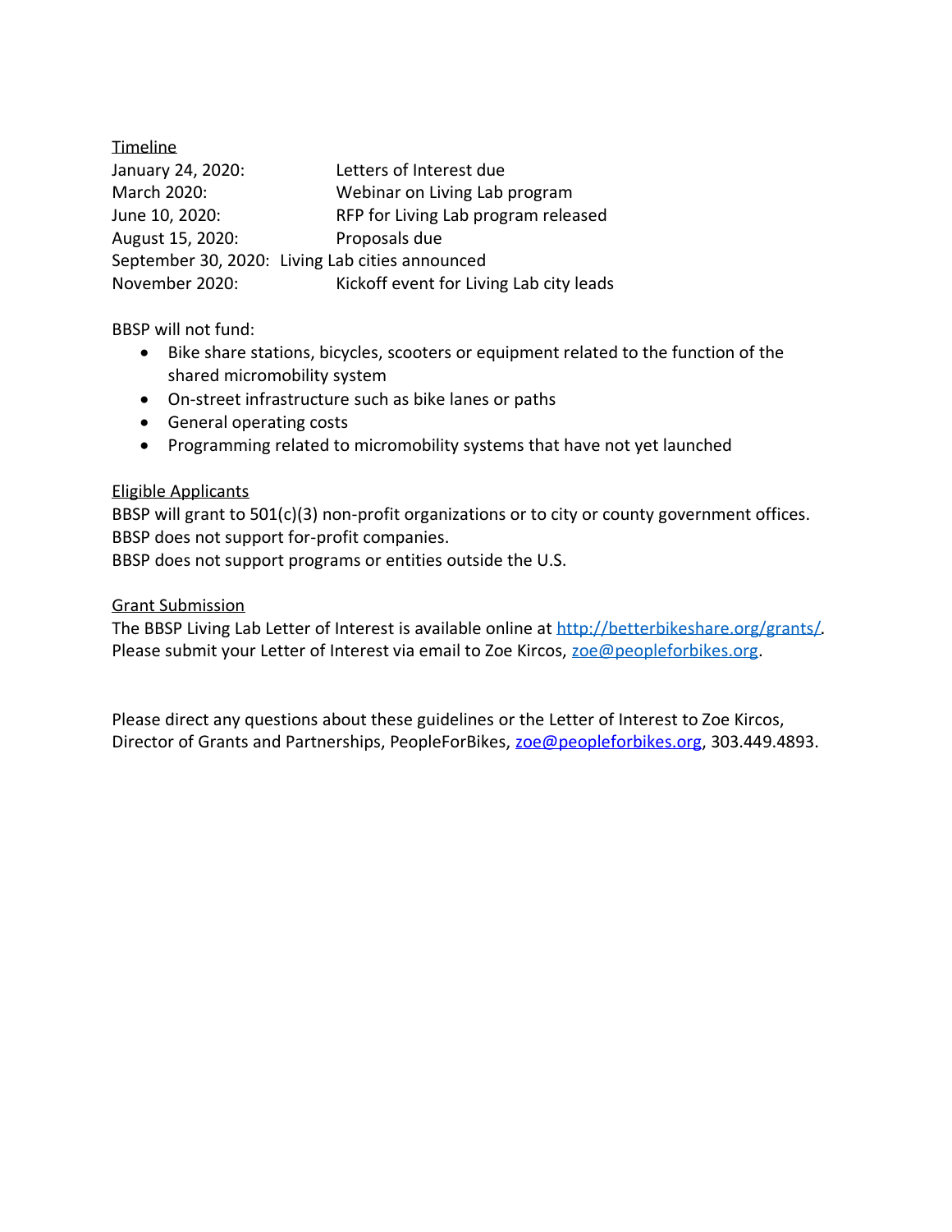<u>Timeline</u>

| | |
|---|---|
| January 24, 2020: | Letters of Interest due |
| March 2020: | Webinar on Living Lab program |
| June 10, 2020: | RFP for Living Lab program released |
| August 15, 2020: | Proposals due |
| September 30, 2020: | Living Lab cities announced |
| November 2020: | Kickoff event for Living Lab city leads |

BBSP will not fund:

- Bike share stations, bicycles, scooters or equipment related to the function of the shared micromobility system
- On-street infrastructure such as bike lanes or paths
- General operating costs
- Programming related to micromobility systems that have not yet launched

<u>Eligible Applicants</u>

BBSP will grant to 501(c)(3) non-profit organizations or to city or county government offices.
BBSP does not support for-profit companies.
BBSP does not support programs or entities outside the U.S.

<u>Grant Submission</u>

The BBSP Living Lab Letter of Interest is available online at [http://betterbikeshare.org/grants/](http://betterbikeshare.org/grants/).
Please submit your Letter of Interest via email to Zoe Kircos, [zoe@peopleforbikes.org](mailto:zoe@peopleforbikes.org).

Please direct any questions about these guidelines or the Letter of Interest to Zoe Kircos, Director of Grants and Partnerships, PeopleForBikes, [zoe@peopleforbikes.org](mailto:zoe@peopleforbikes.org), 303.449.4893.